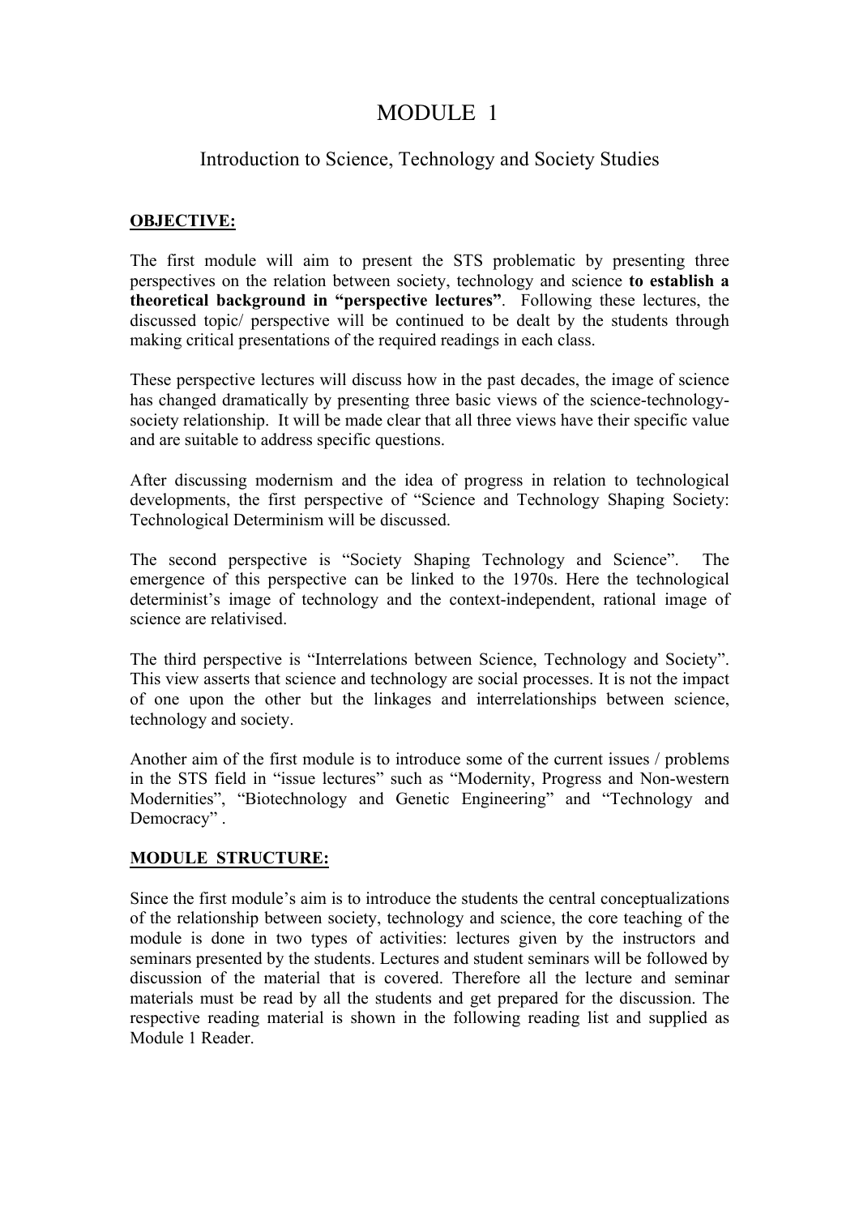# MODULE 1

## Introduction to Science, Technology and Society Studies

**OBJECTIVE:**

The first module will aim to present the STS problematic by presenting three perspectives on the relation between society, technology and science **to establish a theoretical background in "perspective lectures"**. Following these lectures, the discussed topic/ perspective will be continued to be dealt by the students through making critical presentations of the required readings in each class.

These perspective lectures will discuss how in the past decades, the image of science has changed dramatically by presenting three basic views of the science-technology-society relationship. It will be made clear that all three views have their specific value and are suitable to address specific questions.

After discussing modernism and the idea of progress in relation to technological developments, the first perspective of "Science and Technology Shaping Society: Technological Determinism will be discussed.

The second perspective is "Society Shaping Technology and Science". The emergence of this perspective can be linked to the 1970s. Here the technological determinist's image of technology and the context-independent, rational image of science are relativised.

The third perspective is "Interrelations between Science, Technology and Society". This view asserts that science and technology are social processes. It is not the impact of one upon the other but the linkages and interrelationships between science, technology and society.

Another aim of the first module is to introduce some of the current issues / problems in the STS field in "issue lectures" such as "Modernity, Progress and Non-western Modernities", "Biotechnology and Genetic Engineering" and "Technology and Democracy" .

**MODULE STRUCTURE:**

Since the first module's aim is to introduce the students the central conceptualizations of the relationship between society, technology and science, the core teaching of the module is done in two types of activities: lectures given by the instructors and seminars presented by the students. Lectures and student seminars will be followed by discussion of the material that is covered. Therefore all the lecture and seminar materials must be read by all the students and get prepared for the discussion. The respective reading material is shown in the following reading list and supplied as Module 1 Reader.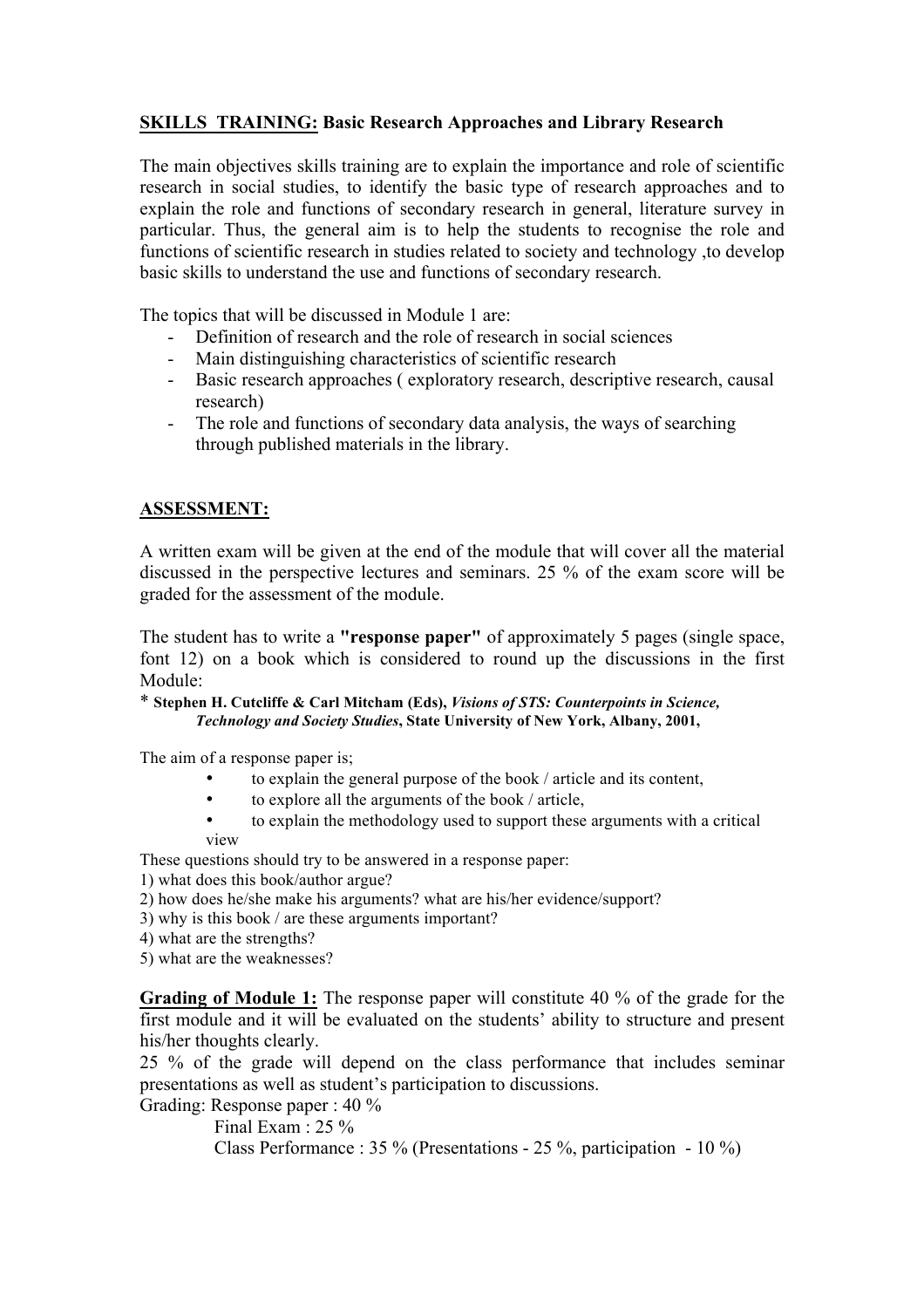**SKILLS TRAINING: Basic Research Approaches and Library Research**

The main objectives skills training are to explain the importance and role of scientific research in social studies, to identify the basic type of research approaches and to explain the role and functions of secondary research in general, literature survey in particular. Thus, the general aim is to help the students to recognise the role and functions of scientific research in studies related to society and technology ,to develop basic skills to understand the use and functions of secondary research.

The topics that will be discussed in Module 1 are:

- Definition of research and the role of research in social sciences
- Main distinguishing characteristics of scientific research
- Basic research approaches ( exploratory research, descriptive research, causal research)
- The role and functions of secondary data analysis, the ways of searching through published materials in the library.

**ASSESSMENT:**

A written exam will be given at the end of the module that will cover all the material discussed in the perspective lectures and seminars. 25 % of the exam score will be graded for the assessment of the module.

The student has to write a **"response paper"** of approximately 5 pages (single space, font 12) on a book which is considered to round up the discussions in the first Module:

\* **Stephen H. Cutcliffe & Carl Mitcham (Eds),** ***Visions of STS: Counterpoints in Science, Technology and Society Studies*****, State University of New York, Albany, 2001,**

The aim of a response paper is;

- to explain the general purpose of the book / article and its content,
- to explore all the arguments of the book / article,
- to explain the methodology used to support these arguments with a critical view

These questions should try to be answered in a response paper:

1) what does this book/author argue?
2) how does he/she make his arguments? what are his/her evidence/support?
3) why is this book / are these arguments important?
4) what are the strengths?
5) what are the weaknesses?

**Grading of Module 1:** The response paper will constitute 40 % of the grade for the first module and it will be evaluated on the students' ability to structure and present his/her thoughts clearly.

25 % of the grade will depend on the class performance that includes seminar presentations as well as student's participation to discussions.

Grading: Response paper : 40 %
Final Exam : 25 %
Class Performance : 35 % (Presentations - 25 %, participation - 10 %)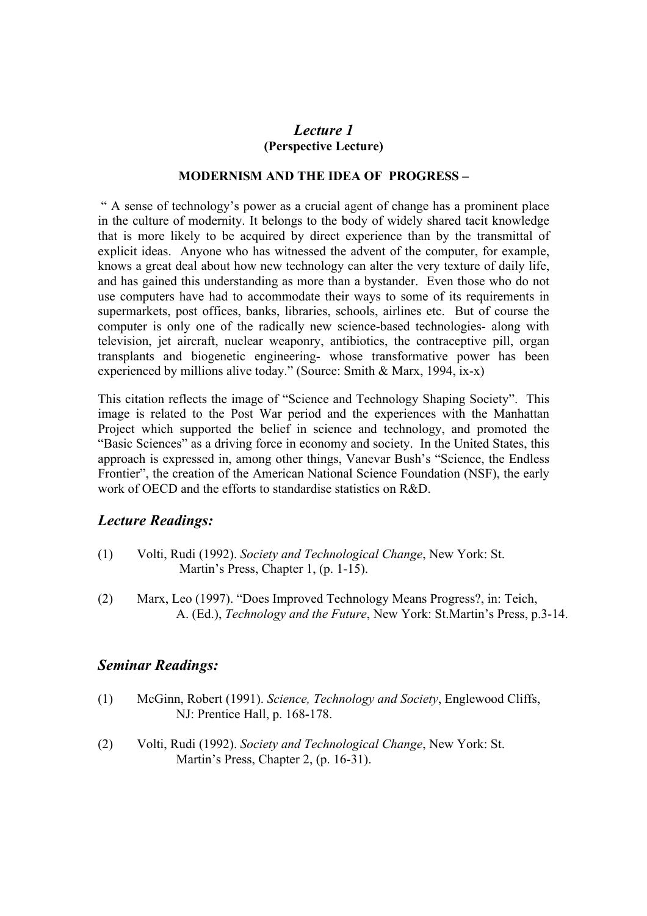## *Lecture 1*

**(Perspective Lecture)**

**MODERNISM AND THE IDEA OF PROGRESS –**

" A sense of technology's power as a crucial agent of change has a prominent place in the culture of modernity. It belongs to the body of widely shared tacit knowledge that is more likely to be acquired by direct experience than by the transmittal of explicit ideas. Anyone who has witnessed the advent of the computer, for example, knows a great deal about how new technology can alter the very texture of daily life, and has gained this understanding as more than a bystander. Even those who do not use computers have had to accommodate their ways to some of its requirements in supermarkets, post offices, banks, libraries, schools, airlines etc. But of course the computer is only one of the radically new science-based technologies- along with television, jet aircraft, nuclear weaponry, antibiotics, the contraceptive pill, organ transplants and biogenetic engineering- whose transformative power has been experienced by millions alive today." (Source: Smith & Marx, 1994, ix-x)

This citation reflects the image of "Science and Technology Shaping Society". This image is related to the Post War period and the experiences with the Manhattan Project which supported the belief in science and technology, and promoted the "Basic Sciences" as a driving force in economy and society. In the United States, this approach is expressed in, among other things, Vanevar Bush's "Science, the Endless Frontier", the creation of the American National Science Foundation (NSF), the early work of OECD and the efforts to standardise statistics on R&D.

## *Lecture Readings:*

(1) Volti, Rudi (1992). *Society and Technological Change*, New York: St. Martin's Press, Chapter 1, (p. 1-15).

(2) Marx, Leo (1997). "Does Improved Technology Means Progress?, in: Teich, A. (Ed.), *Technology and the Future*, New York: St.Martin's Press, p.3-14.

## *Seminar Readings:*

(1) McGinn, Robert (1991). *Science, Technology and Society*, Englewood Cliffs, NJ: Prentice Hall, p. 168-178.

(2) Volti, Rudi (1992). *Society and Technological Change*, New York: St. Martin's Press, Chapter 2, (p. 16-31).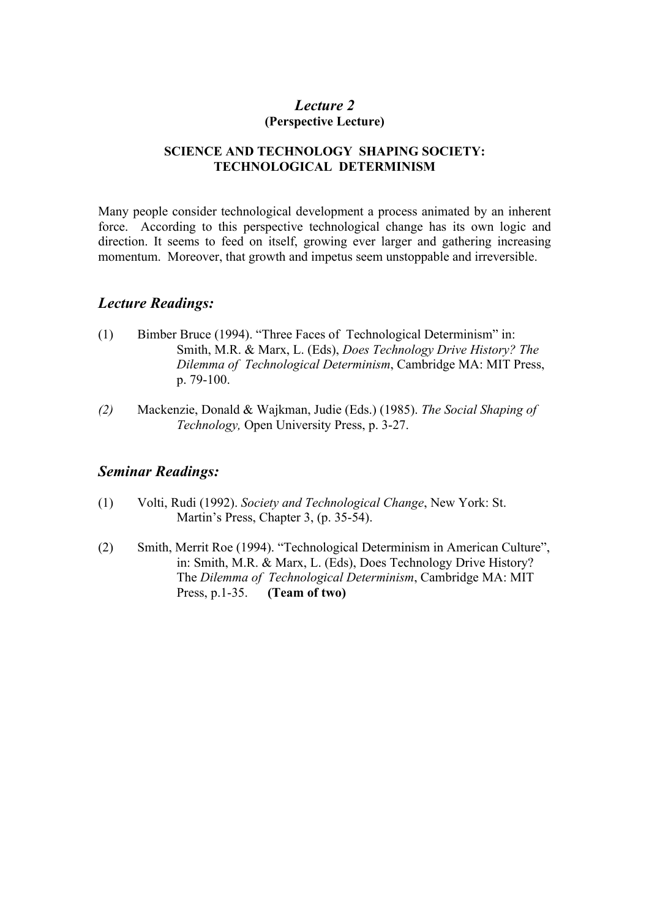# *Lecture 2*

**(Perspective Lecture)**

**SCIENCE AND TECHNOLOGY SHAPING SOCIETY: TECHNOLOGICAL DETERMINISM**

Many people consider technological development a process animated by an inherent force. According to this perspective technological change has its own logic and direction. It seems to feed on itself, growing ever larger and gathering increasing momentum. Moreover, that growth and impetus seem unstoppable and irreversible.

## *Lecture Readings:*

(1) Bimber Bruce (1994). "Three Faces of Technological Determinism" in: Smith, M.R. & Marx, L. (Eds), *Does Technology Drive History? The Dilemma of Technological Determinism*, Cambridge MA: MIT Press, p. 79-100.

*(2)* Mackenzie, Donald & Wajkman, Judie (Eds.) (1985). *The Social Shaping of Technology,* Open University Press, p. 3-27.

## *Seminar Readings:*

(1) Volti, Rudi (1992). *Society and Technological Change*, New York: St. Martin's Press, Chapter 3, (p. 35-54).

(2) Smith, Merrit Roe (1994). "Technological Determinism in American Culture", in: Smith, M.R. & Marx, L. (Eds), Does Technology Drive History? The *Dilemma of Technological Determinism*, Cambridge MA: MIT Press, p.1-35. **(Team of two)**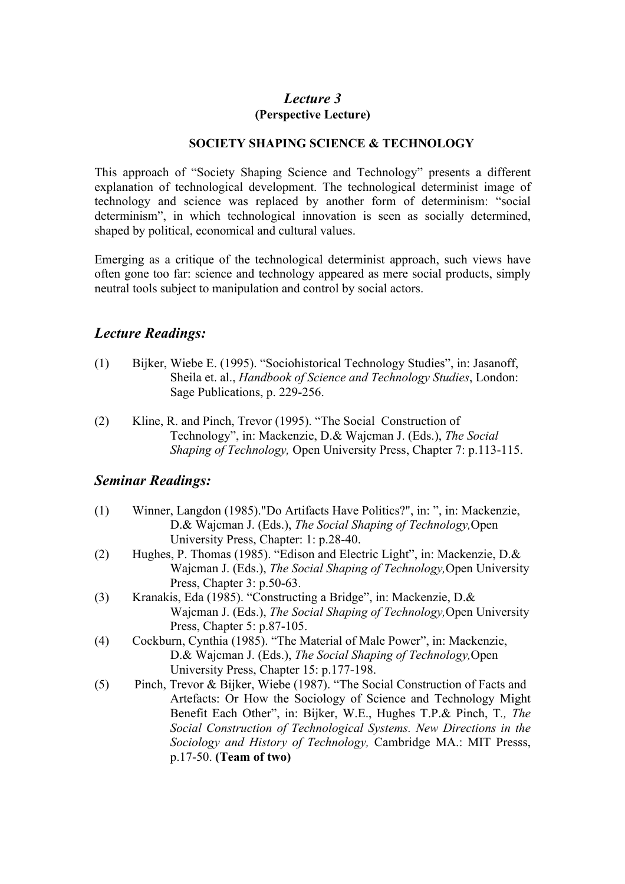## *Lecture 3*

**(Perspective Lecture)**

**SOCIETY SHAPING SCIENCE & TECHNOLOGY**

This approach of "Society Shaping Science and Technology" presents a different explanation of technological development. The technological determinist image of technology and science was replaced by another form of determinism: "social determinism", in which technological innovation is seen as socially determined, shaped by political, economical and cultural values.

Emerging as a critique of the technological determinist approach, such views have often gone too far: science and technology appeared as mere social products, simply neutral tools subject to manipulation and control by social actors.

### *Lecture Readings:*

(1) Bijker, Wiebe E. (1995). "Sociohistorical Technology Studies", in: Jasanoff, Sheila et. al., *Handbook of Science and Technology Studies*, London: Sage Publications, p. 229-256.

(2) Kline, R. and Pinch, Trevor (1995). "The Social Construction of Technology", in: Mackenzie, D.& Wajcman J. (Eds.), *The Social Shaping of Technology,* Open University Press, Chapter 7: p.113-115.

### *Seminar Readings:*

(1) Winner, Langdon (1985)."Do Artifacts Have Politics?", in: ", in: Mackenzie, D.& Wajcman J. (Eds.), *The Social Shaping of Technology,*Open University Press, Chapter: 1: p.28-40.
(2) Hughes, P. Thomas (1985). "Edison and Electric Light", in: Mackenzie, D.& Wajcman J. (Eds.), *The Social Shaping of Technology,*Open University Press, Chapter 3: p.50-63.
(3) Kranakis, Eda (1985). "Constructing a Bridge", in: Mackenzie, D.& Wajcman J. (Eds.), *The Social Shaping of Technology,*Open University Press, Chapter 5: p.87-105.
(4) Cockburn, Cynthia (1985). "The Material of Male Power", in: Mackenzie, D.& Wajcman J. (Eds.), *The Social Shaping of Technology,*Open University Press, Chapter 15: p.177-198.
(5) Pinch, Trevor & Bijker, Wiebe (1987). "The Social Construction of Facts and Artefacts: Or How the Sociology of Science and Technology Might Benefit Each Other", in: Bijker, W.E., Hughes T.P.& Pinch, T*., The Social Construction of Technological Systems. New Directions in the Sociology and History of Technology,* Cambridge MA.: MIT Presss, p.17-50. **(Team of two)**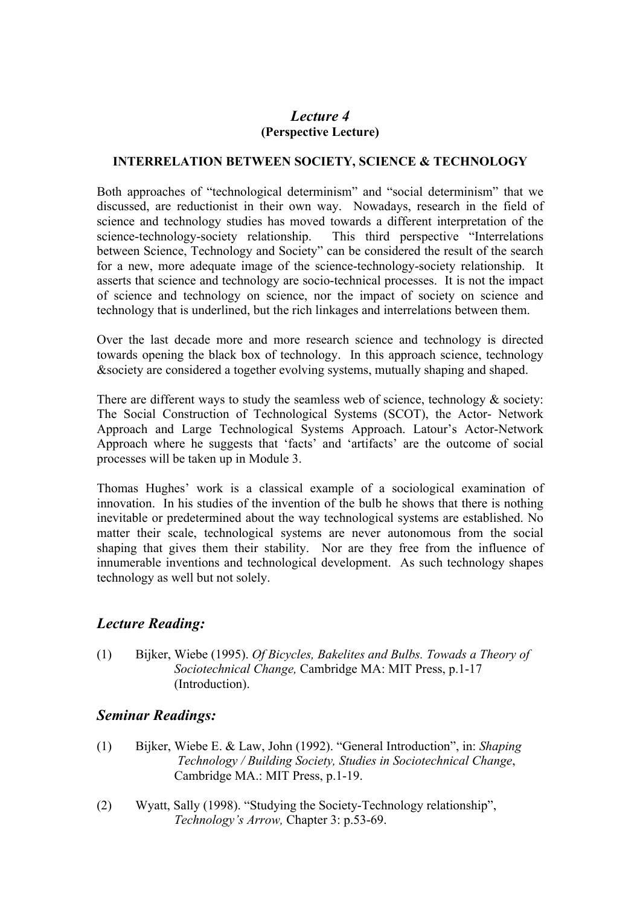# *Lecture 4*

**(Perspective Lecture)**

## INTERRELATION BETWEEN SOCIETY, SCIENCE & TECHNOLOGY

Both approaches of "technological determinism" and "social determinism" that we discussed, are reductionist in their own way. Nowadays, research in the field of science and technology studies has moved towards a different interpretation of the science-technology-society relationship. This third perspective "Interrelations between Science, Technology and Society" can be considered the result of the search for a new, more adequate image of the science-technology-society relationship. It asserts that science and technology are socio-technical processes. It is not the impact of science and technology on science, nor the impact of society on science and technology that is underlined, but the rich linkages and interrelations between them.

Over the last decade more and more research science and technology is directed towards opening the black box of technology. In this approach science, technology &society are considered a together evolving systems, mutually shaping and shaped.

There are different ways to study the seamless web of science, technology & society: The Social Construction of Technological Systems (SCOT), the Actor- Network Approach and Large Technological Systems Approach. Latour's Actor-Network Approach where he suggests that 'facts' and 'artifacts' are the outcome of social processes will be taken up in Module 3.

Thomas Hughes' work is a classical example of a sociological examination of innovation. In his studies of the invention of the bulb he shows that there is nothing inevitable or predetermined about the way technological systems are established. No matter their scale, technological systems are never autonomous from the social shaping that gives them their stability. Nor are they free from the influence of innumerable inventions and technological development. As such technology shapes technology as well but not solely.

## *Lecture Reading:*

(1) Bijker, Wiebe (1995). *Of Bicycles, Bakelites and Bulbs. Towads a Theory of Sociotechnical Change,* Cambridge MA: MIT Press, p.1-17 (Introduction).

## *Seminar Readings:*

(1) Bijker, Wiebe E. & Law, John (1992). "General Introduction", in: *Shaping Technology / Building Society, Studies in Sociotechnical Change*, Cambridge MA.: MIT Press, p.1-19.

(2) Wyatt, Sally (1998). "Studying the Society-Technology relationship", *Technology's Arrow,* Chapter 3: p.53-69.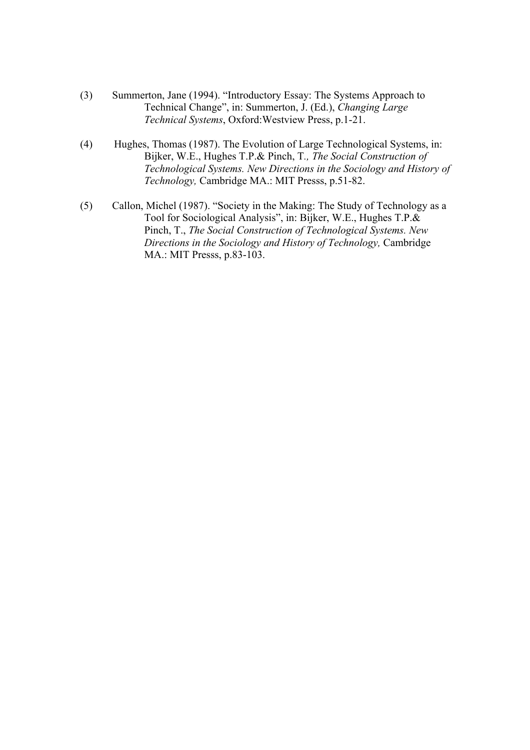(3) Summerton, Jane (1994). “Introductory Essay: The Systems Approach to Technical Change”, in: Summerton, J. (Ed.), *Changing Large Technical Systems*, Oxford:Westview Press, p.1-21.

(4) Hughes, Thomas (1987). The Evolution of Large Technological Systems, in: Bijker, W.E., Hughes T.P.& Pinch, T*., The Social Construction of Technological Systems. New Directions in the Sociology and History of Technology,* Cambridge MA.: MIT Presss, p.51-82.

(5) Callon, Michel (1987). “Society in the Making: The Study of Technology as a Tool for Sociological Analysis”, in: Bijker, W.E., Hughes T.P.& Pinch, T., *The Social Construction of Technological Systems. New Directions in the Sociology and History of Technology,* Cambridge MA.: MIT Presss, p.83-103.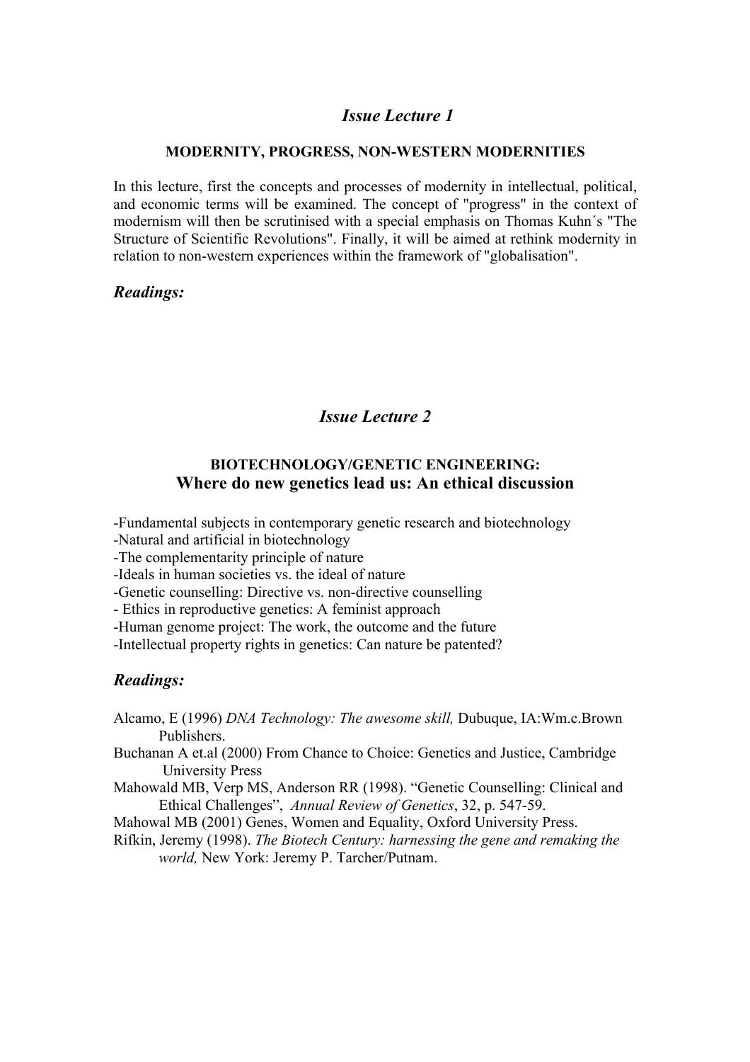## *Issue Lecture 1*

### MODERNITY, PROGRESS, NON-WESTERN MODERNITIES

In this lecture, first the concepts and processes of modernity in intellectual, political, and economic terms will be examined. The concept of "progress" in the context of modernism will then be scrutinised with a special emphasis on Thomas Kuhn´s "The Structure of Scientific Revolutions". Finally, it will be aimed at rethink modernity in relation to non-western experiences within the framework of "globalisation".

### *Readings:*

## *Issue Lecture 2*

### BIOTECHNOLOGY/GENETIC ENGINEERING:
### Where do new genetics lead us: An ethical discussion

-Fundamental subjects in contemporary genetic research and biotechnology
-Natural and artificial in biotechnology
-The complementarity principle of nature
-Ideals in human societies vs. the ideal of nature
-Genetic counselling: Directive vs. non-directive counselling
- Ethics in reproductive genetics: A feminist approach
-Human genome project: The work, the outcome and the future
-Intellectual property rights in genetics: Can nature be patented?

### *Readings:*

Alcamo, E (1996) *DNA Technology: The awesome skill,* Dubuque, IA:Wm.c.Brown Publishers.

Buchanan A et.al (2000) From Chance to Choice: Genetics and Justice, Cambridge University Press

Mahowald MB, Verp MS, Anderson RR (1998). "Genetic Counselling: Clinical and Ethical Challenges", *Annual Review of Genetics*, 32, p. 547-59.

Mahowal MB (2001) Genes, Women and Equality, Oxford University Press.

Rifkin, Jeremy (1998). *The Biotech Century: harnessing the gene and remaking the world,* New York: Jeremy P. Tarcher/Putnam.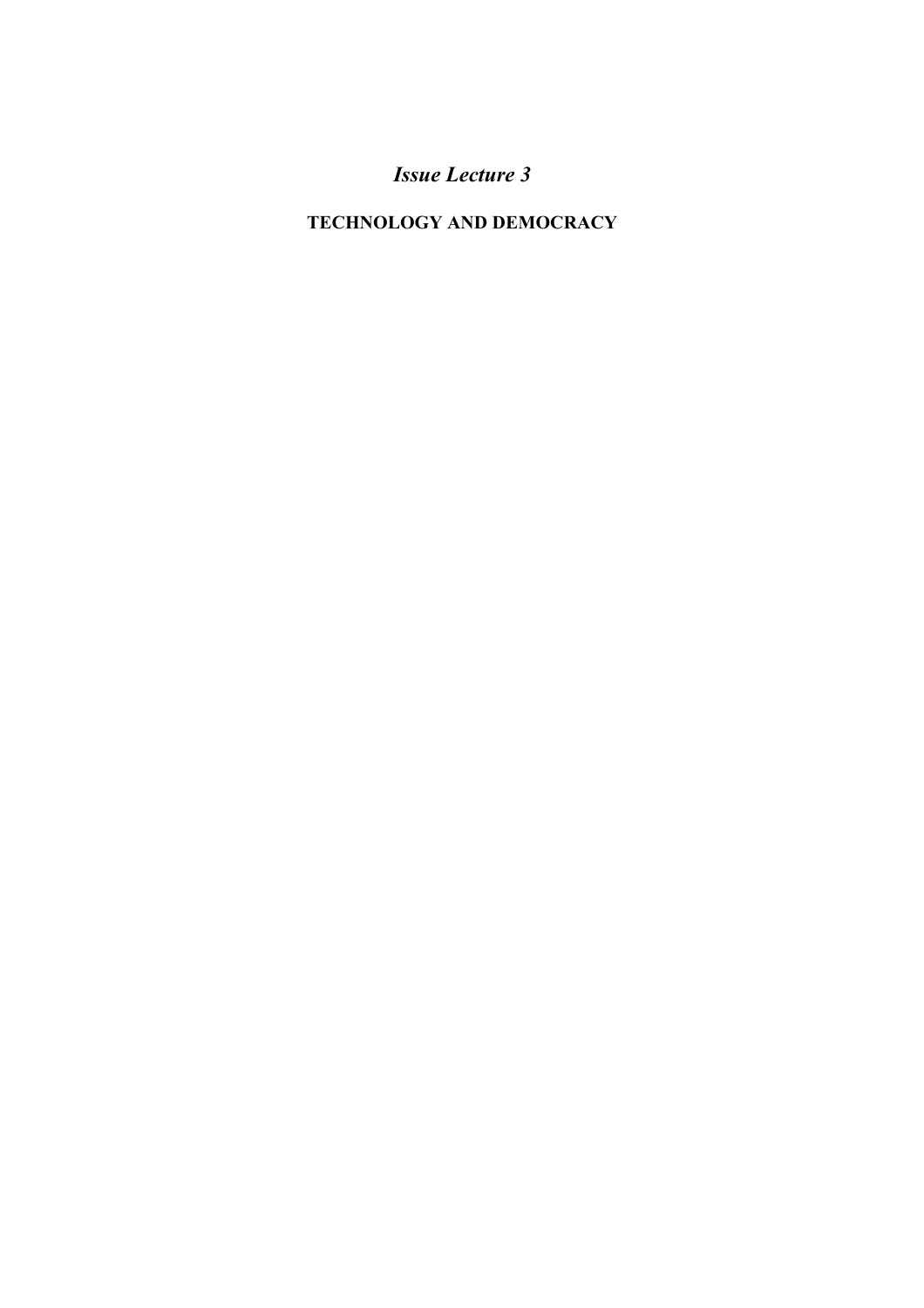*Issue Lecture 3*

**TECHNOLOGY AND DEMOCRACY**